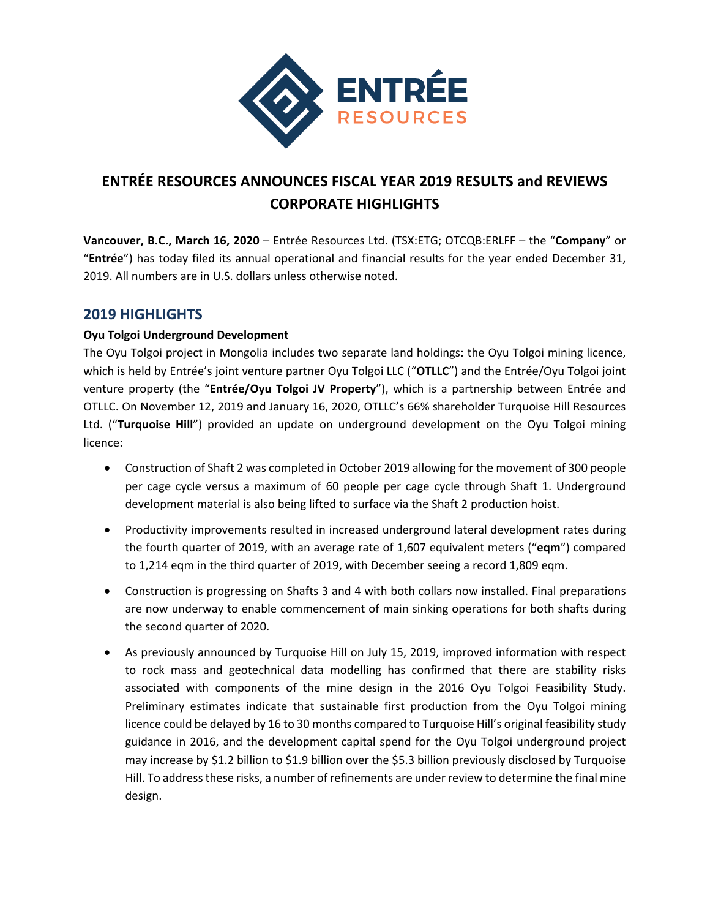# ENTRÉE RESOURCES ANNOUNCES FISCAL YEAR 2019 RESULTS and REVIEWS CORPORATE HIGHLIGHTS

**Vancouver, B.C., March 16, 2020** – Entrée Resources Ltd. (TSX:ETG; OTCQB:ERLFF – the "**Company**" or "**Entrée**") has today filed its annual operational and financial results for the year ended December 31, 2019. All numbers are in U.S. dollars unless otherwise noted.

## 2019 HIGHLIGHTS

**Oyu Tolgoi Underground Development**

The Oyu Tolgoi project in Mongolia includes two separate land holdings: the Oyu Tolgoi mining licence, which is held by Entrée's joint venture partner Oyu Tolgoi LLC ("**OTLLC**") and the Entrée/Oyu Tolgoi joint venture property (the "**Entrée/Oyu Tolgoi JV Property**"), which is a partnership between Entrée and OTLLC. On November 12, 2019 and January 16, 2020, OTLLC's 66% shareholder Turquoise Hill Resources Ltd. ("**Turquoise Hill**") provided an update on underground development on the Oyu Tolgoi mining licence:

- Construction of Shaft 2 was completed in October 2019 allowing for the movement of 300 people per cage cycle versus a maximum of 60 people per cage cycle through Shaft 1. Underground development material is also being lifted to surface via the Shaft 2 production hoist.
- Productivity improvements resulted in increased underground lateral development rates during the fourth quarter of 2019, with an average rate of 1,607 equivalent meters ("**eqm**") compared to 1,214 eqm in the third quarter of 2019, with December seeing a record 1,809 eqm.
- Construction is progressing on Shafts 3 and 4 with both collars now installed. Final preparations are now underway to enable commencement of main sinking operations for both shafts during the second quarter of 2020.
- As previously announced by Turquoise Hill on July 15, 2019, improved information with respect to rock mass and geotechnical data modelling has confirmed that there are stability risks associated with components of the mine design in the 2016 Oyu Tolgoi Feasibility Study. Preliminary estimates indicate that sustainable first production from the Oyu Tolgoi mining licence could be delayed by 16 to 30 months compared to Turquoise Hill's original feasibility study guidance in 2016, and the development capital spend for the Oyu Tolgoi underground project may increase by $1.2 billion to $1.9 billion over the $5.3 billion previously disclosed by Turquoise Hill. To address these risks, a number of refinements are under review to determine the final mine design.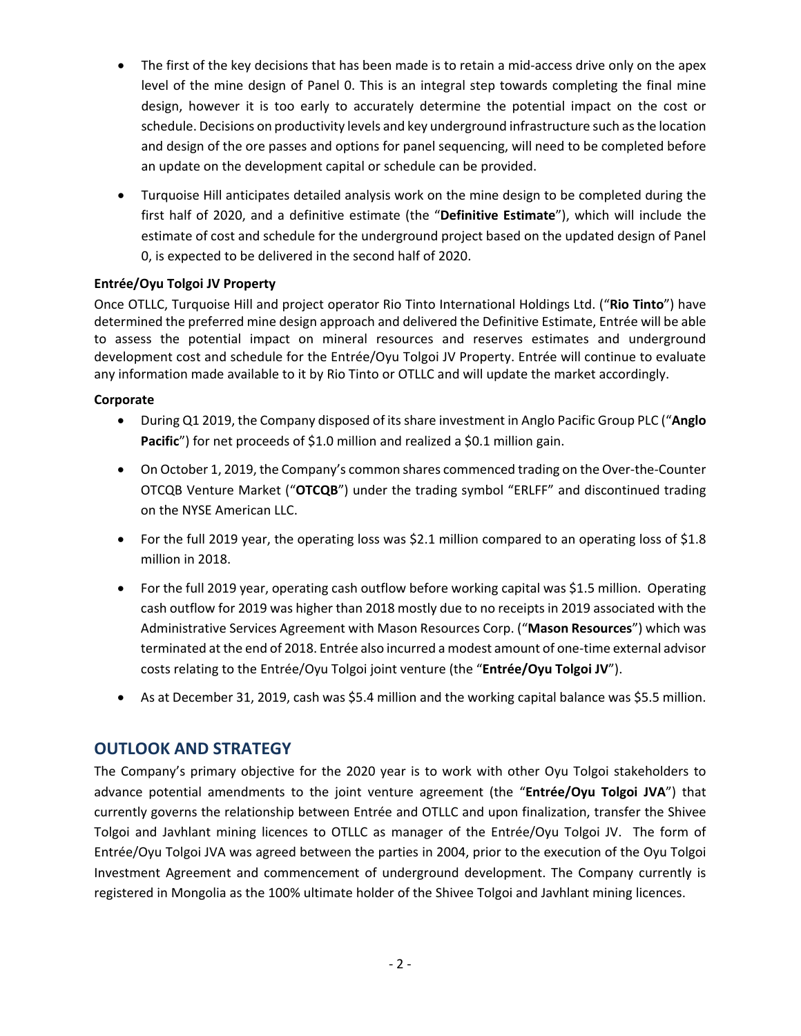- The first of the key decisions that has been made is to retain a mid-access drive only on the apex level of the mine design of Panel 0. This is an integral step towards completing the final mine design, however it is too early to accurately determine the potential impact on the cost or schedule. Decisions on productivity levels and key underground infrastructure such as the location and design of the ore passes and options for panel sequencing, will need to be completed before an update on the development capital or schedule can be provided.
- Turquoise Hill anticipates detailed analysis work on the mine design to be completed during the first half of 2020, and a definitive estimate (the "**Definitive Estimate**"), which will include the estimate of cost and schedule for the underground project based on the updated design of Panel 0, is expected to be delivered in the second half of 2020.

**Entrée/Oyu Tolgoi JV Property**

Once OTLLC, Turquoise Hill and project operator Rio Tinto International Holdings Ltd. ("**Rio Tinto**") have determined the preferred mine design approach and delivered the Definitive Estimate, Entrée will be able to assess the potential impact on mineral resources and reserves estimates and underground development cost and schedule for the Entrée/Oyu Tolgoi JV Property. Entrée will continue to evaluate any information made available to it by Rio Tinto or OTLLC and will update the market accordingly.

**Corporate**

- During Q1 2019, the Company disposed of its share investment in Anglo Pacific Group PLC ("**Anglo Pacific**") for net proceeds of $1.0 million and realized a $0.1 million gain.
- On October 1, 2019, the Company's common shares commenced trading on the Over-the-Counter OTCQB Venture Market ("**OTCQB**") under the trading symbol "ERLFF" and discontinued trading on the NYSE American LLC.
- For the full 2019 year, the operating loss was $2.1 million compared to an operating loss of $1.8 million in 2018.
- For the full 2019 year, operating cash outflow before working capital was $1.5 million. Operating cash outflow for 2019 was higher than 2018 mostly due to no receipts in 2019 associated with the Administrative Services Agreement with Mason Resources Corp. ("**Mason Resources**") which was terminated at the end of 2018. Entrée also incurred a modest amount of one-time external advisor costs relating to the Entrée/Oyu Tolgoi joint venture (the "**Entrée/Oyu Tolgoi JV**").
- As at December 31, 2019, cash was $5.4 million and the working capital balance was $5.5 million.

## OUTLOOK AND STRATEGY

The Company's primary objective for the 2020 year is to work with other Oyu Tolgoi stakeholders to advance potential amendments to the joint venture agreement (the "**Entrée/Oyu Tolgoi JVA**") that currently governs the relationship between Entrée and OTLLC and upon finalization, transfer the Shivee Tolgoi and Javhlant mining licences to OTLLC as manager of the Entrée/Oyu Tolgoi JV. The form of Entrée/Oyu Tolgoi JVA was agreed between the parties in 2004, prior to the execution of the Oyu Tolgoi Investment Agreement and commencement of underground development. The Company currently is registered in Mongolia as the 100% ultimate holder of the Shivee Tolgoi and Javhlant mining licences.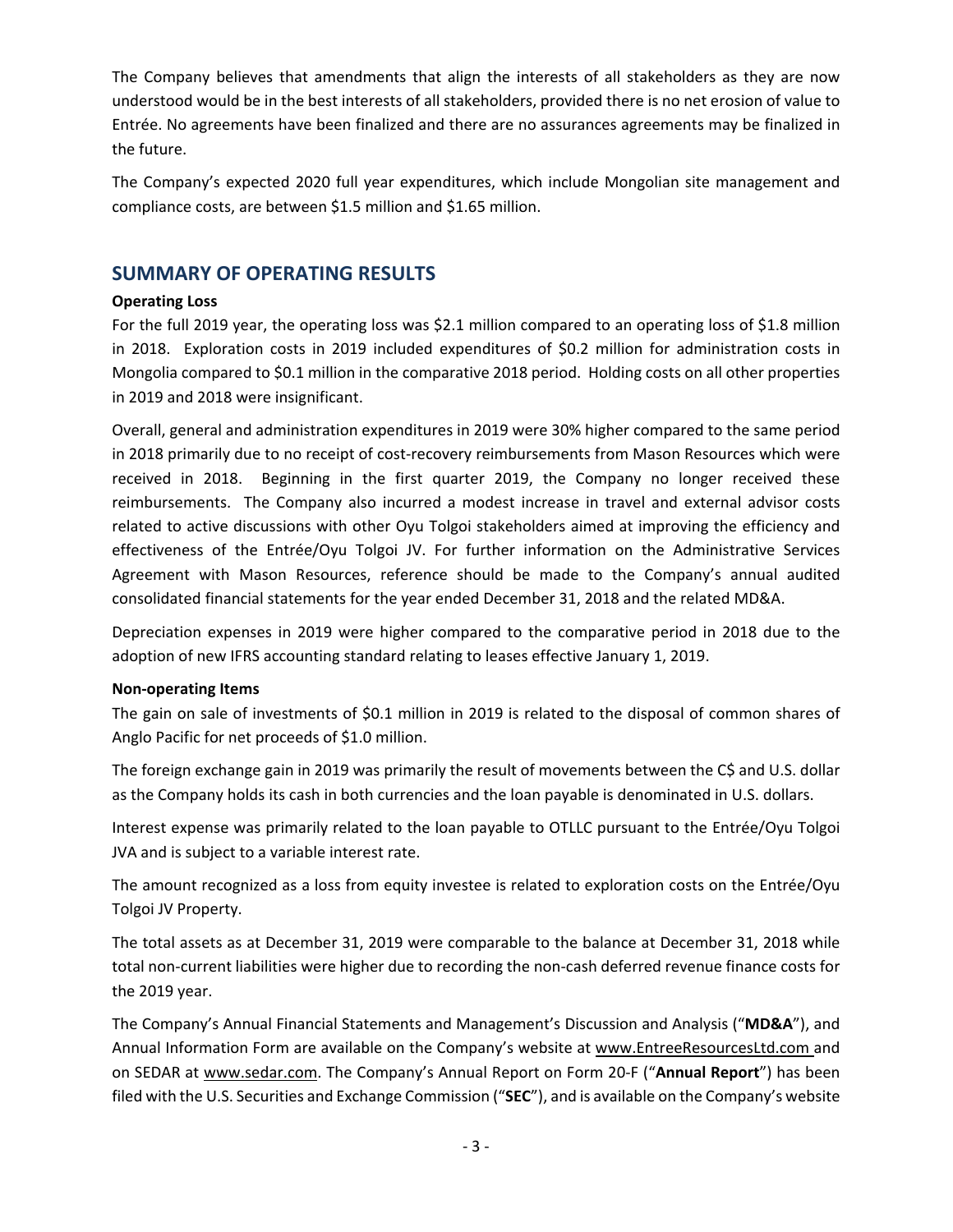The Company believes that amendments that align the interests of all stakeholders as they are now understood would be in the best interests of all stakeholders, provided there is no net erosion of value to Entrée. No agreements have been finalized and there are no assurances agreements may be finalized in the future.

The Company's expected 2020 full year expenditures, which include Mongolian site management and compliance costs, are between $1.5 million and $1.65 million.

## SUMMARY OF OPERATING RESULTS

**Operating Loss**

For the full 2019 year, the operating loss was $2.1 million compared to an operating loss of $1.8 million in 2018. Exploration costs in 2019 included expenditures of $0.2 million for administration costs in Mongolia compared to $0.1 million in the comparative 2018 period. Holding costs on all other properties in 2019 and 2018 were insignificant.

Overall, general and administration expenditures in 2019 were 30% higher compared to the same period in 2018 primarily due to no receipt of cost-recovery reimbursements from Mason Resources which were received in 2018. Beginning in the first quarter 2019, the Company no longer received these reimbursements. The Company also incurred a modest increase in travel and external advisor costs related to active discussions with other Oyu Tolgoi stakeholders aimed at improving the efficiency and effectiveness of the Entrée/Oyu Tolgoi JV. For further information on the Administrative Services Agreement with Mason Resources, reference should be made to the Company's annual audited consolidated financial statements for the year ended December 31, 2018 and the related MD&A.

Depreciation expenses in 2019 were higher compared to the comparative period in 2018 due to the adoption of new IFRS accounting standard relating to leases effective January 1, 2019.

**Non-operating Items**

The gain on sale of investments of $0.1 million in 2019 is related to the disposal of common shares of Anglo Pacific for net proceeds of $1.0 million.

The foreign exchange gain in 2019 was primarily the result of movements between the C$ and U.S. dollar as the Company holds its cash in both currencies and the loan payable is denominated in U.S. dollars.

Interest expense was primarily related to the loan payable to OTLLC pursuant to the Entrée/Oyu Tolgoi JVA and is subject to a variable interest rate.

The amount recognized as a loss from equity investee is related to exploration costs on the Entrée/Oyu Tolgoi JV Property.

The total assets as at December 31, 2019 were comparable to the balance at December 31, 2018 while total non-current liabilities were higher due to recording the non-cash deferred revenue finance costs for the 2019 year.

The Company's Annual Financial Statements and Management's Discussion and Analysis ("**MD&A**"), and Annual Information Form are available on the Company's website at www.EntreeResourcesLtd.com and on SEDAR at www.sedar.com. The Company's Annual Report on Form 20-F ("**Annual Report**") has been filed with the U.S. Securities and Exchange Commission ("**SEC**"), and is available on the Company's website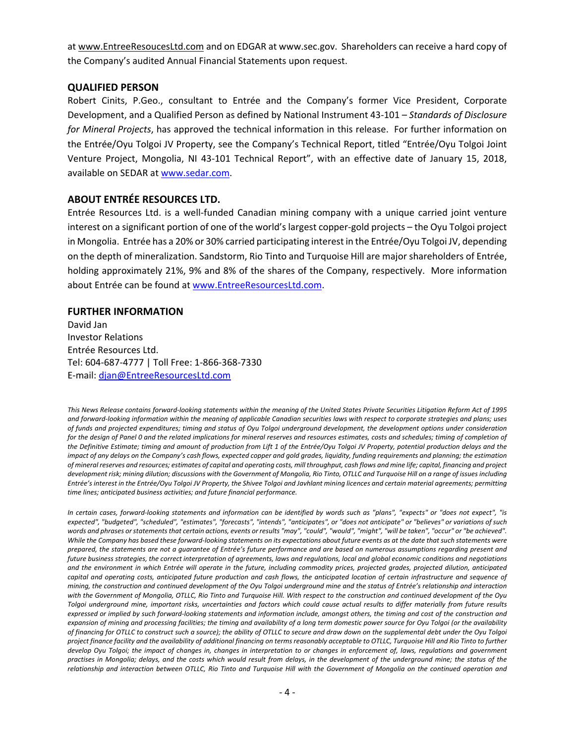at www.EntreeResoucesLtd.com and on EDGAR at www.sec.gov. Shareholders can receive a hard copy of the Company's audited Annual Financial Statements upon request.

## QUALIFIED PERSON

Robert Cinits, P.Geo., consultant to Entrée and the Company's former Vice President, Corporate Development, and a Qualified Person as defined by National Instrument 43-101 – *Standards of Disclosure for Mineral Projects*, has approved the technical information in this release. For further information on the Entrée/Oyu Tolgoi JV Property, see the Company's Technical Report, titled "Entrée/Oyu Tolgoi Joint Venture Project, Mongolia, NI 43-101 Technical Report", with an effective date of January 15, 2018, available on SEDAR at www.sedar.com.

## ABOUT ENTRÉE RESOURCES LTD.

Entrée Resources Ltd. is a well-funded Canadian mining company with a unique carried joint venture interest on a significant portion of one of the world's largest copper-gold projects – the Oyu Tolgoi project in Mongolia. Entrée has a 20% or 30% carried participating interest in the Entrée/Oyu Tolgoi JV, depending on the depth of mineralization. Sandstorm, Rio Tinto and Turquoise Hill are major shareholders of Entrée, holding approximately 21%, 9% and 8% of the shares of the Company, respectively. More information about Entrée can be found at www.EntreeResourcesLtd.com.

## FURTHER INFORMATION

David Jan
Investor Relations
Entrée Resources Ltd.
Tel: 604-687-4777 | Toll Free: 1-866-368-7330
E-mail: djan@EntreeResourcesLtd.com

*This News Release contains forward-looking statements within the meaning of the United States Private Securities Litigation Reform Act of 1995 and forward-looking information within the meaning of applicable Canadian securities laws with respect to corporate strategies and plans; uses of funds and projected expenditures; timing and status of Oyu Tolgoi underground development, the development options under consideration for the design of Panel 0 and the related implications for mineral reserves and resources estimates, costs and schedules; timing of completion of the Definitive Estimate; timing and amount of production from Lift 1 of the Entrée/Oyu Tolgoi JV Property, potential production delays and the impact of any delays on the Company's cash flows, expected copper and gold grades, liquidity, funding requirements and planning; the estimation of mineral reserves and resources; estimates of capital and operating costs, mill throughput, cash flows and mine life; capital, financing and project development risk; mining dilution; discussions with the Government of Mongolia, Rio Tinto, OTLLC and Turquoise Hill on a range of issues including Entrée's interest in the Entrée/Oyu Tolgoi JV Property, the Shivee Tolgoi and Javhlant mining licences and certain material agreements; permitting time lines; anticipated business activities; and future financial performance.*

*In certain cases, forward-looking statements and information can be identified by words such as "plans", "expects" or "does not expect", "is expected", "budgeted", "scheduled", "estimates", "forecasts", "intends", "anticipates", or "does not anticipate" or "believes" or variations of such words and phrases or statements that certain actions, events or results "may", "could", "would", "might", "will be taken", "occur" or "be achieved". While the Company has based these forward-looking statements on its expectations about future events as at the date that such statements were prepared, the statements are not a guarantee of Entrée's future performance and are based on numerous assumptions regarding present and future business strategies, the correct interpretation of agreements, laws and regulations, local and global economic conditions and negotiations and the environment in which Entrée will operate in the future, including commodity prices, projected grades, projected dilution, anticipated capital and operating costs, anticipated future production and cash flows, the anticipated location of certain infrastructure and sequence of mining, the construction and continued development of the Oyu Tolgoi underground mine and the status of Entrée's relationship and interaction with the Government of Mongolia, OTLLC, Rio Tinto and Turquoise Hill. With respect to the construction and continued development of the Oyu Tolgoi underground mine, important risks, uncertainties and factors which could cause actual results to differ materially from future results expressed or implied by such forward-looking statements and information include, amongst others, the timing and cost of the construction and expansion of mining and processing facilities; the timing and availability of a long term domestic power source for Oyu Tolgoi (or the availability of financing for OTLLC to construct such a source); the ability of OTLLC to secure and draw down on the supplemental debt under the Oyu Tolgoi project finance facility and the availability of additional financing on terms reasonably acceptable to OTLLC, Turquoise Hill and Rio Tinto to further develop Oyu Tolgoi; the impact of changes in, changes in interpretation to or changes in enforcement of, laws, regulations and government practises in Mongolia; delays, and the costs which would result from delays, in the development of the underground mine; the status of the relationship and interaction between OTLLC, Rio Tinto and Turquoise Hill with the Government of Mongolia on the continued operation and*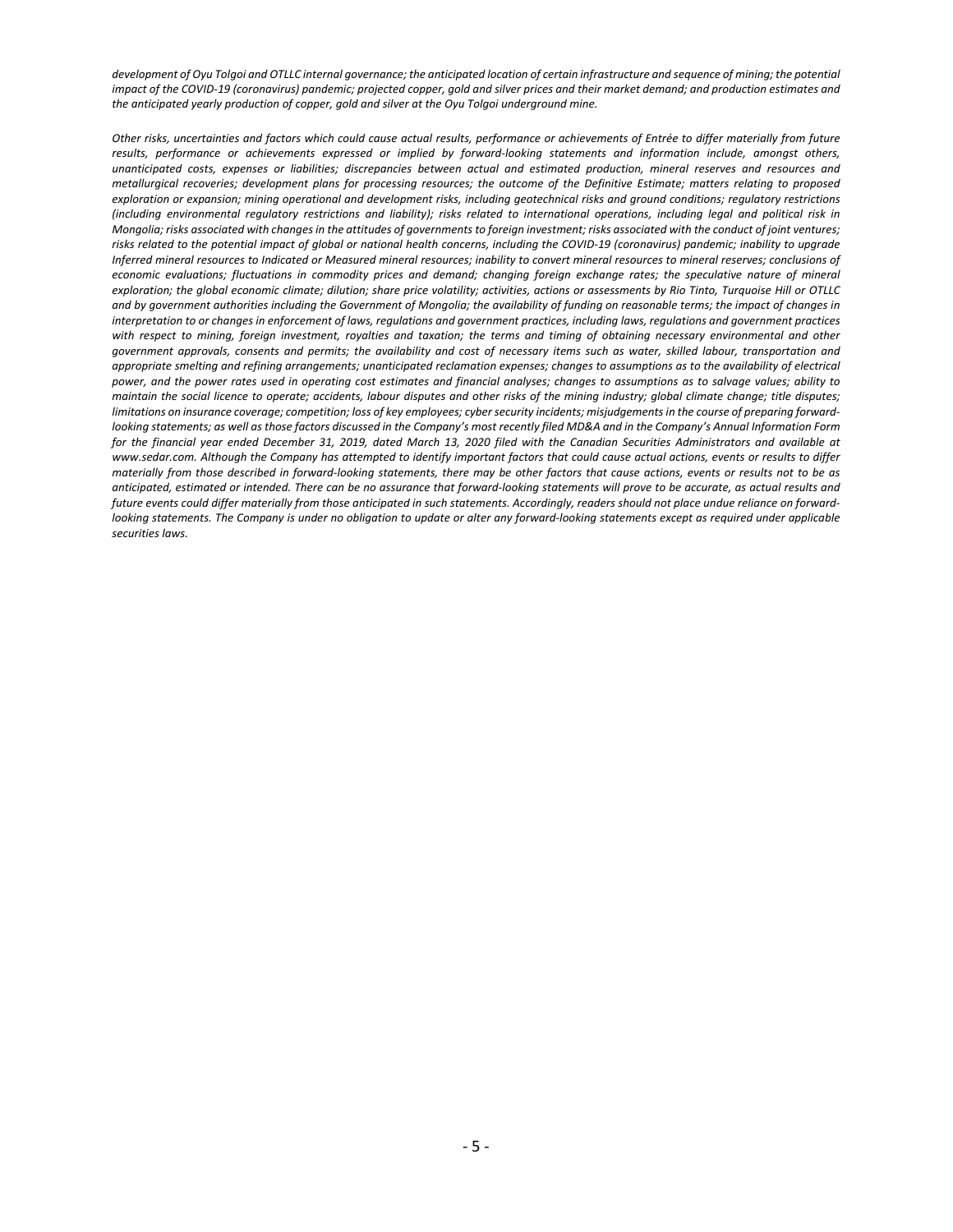*development of Oyu Tolgoi and OTLLC internal governance; the anticipated location of certain infrastructure and sequence of mining; the potential impact of the COVID-19 (coronavirus) pandemic; projected copper, gold and silver prices and their market demand; and production estimates and the anticipated yearly production of copper, gold and silver at the Oyu Tolgoi underground mine.*

*Other risks, uncertainties and factors which could cause actual results, performance or achievements of Entrée to differ materially from future results, performance or achievements expressed or implied by forward-looking statements and information include, amongst others, unanticipated costs, expenses or liabilities; discrepancies between actual and estimated production, mineral reserves and resources and metallurgical recoveries; development plans for processing resources; the outcome of the Definitive Estimate; matters relating to proposed exploration or expansion; mining operational and development risks, including geotechnical risks and ground conditions; regulatory restrictions (including environmental regulatory restrictions and liability); risks related to international operations, including legal and political risk in Mongolia; risks associated with changes in the attitudes of governments to foreign investment; risks associated with the conduct of joint ventures; risks related to the potential impact of global or national health concerns, including the COVID-19 (coronavirus) pandemic; inability to upgrade Inferred mineral resources to Indicated or Measured mineral resources; inability to convert mineral resources to mineral reserves; conclusions of economic evaluations; fluctuations in commodity prices and demand; changing foreign exchange rates; the speculative nature of mineral exploration; the global economic climate; dilution; share price volatility; activities, actions or assessments by Rio Tinto, Turquoise Hill or OTLLC and by government authorities including the Government of Mongolia; the availability of funding on reasonable terms; the impact of changes in interpretation to or changes in enforcement of laws, regulations and government practices, including laws, regulations and government practices with respect to mining, foreign investment, royalties and taxation; the terms and timing of obtaining necessary environmental and other government approvals, consents and permits; the availability and cost of necessary items such as water, skilled labour, transportation and appropriate smelting and refining arrangements; unanticipated reclamation expenses; changes to assumptions as to the availability of electrical power, and the power rates used in operating cost estimates and financial analyses; changes to assumptions as to salvage values; ability to maintain the social licence to operate; accidents, labour disputes and other risks of the mining industry; global climate change; title disputes; limitations on insurance coverage; competition; loss of key employees; cyber security incidents; misjudgements in the course of preparing forward-looking statements; as well as those factors discussed in the Company's most recently filed MD&A and in the Company's Annual Information Form for the financial year ended December 31, 2019, dated March 13, 2020 filed with the Canadian Securities Administrators and available at www.sedar.com. Although the Company has attempted to identify important factors that could cause actual actions, events or results to differ materially from those described in forward-looking statements, there may be other factors that cause actions, events or results not to be as anticipated, estimated or intended. There can be no assurance that forward-looking statements will prove to be accurate, as actual results and future events could differ materially from those anticipated in such statements. Accordingly, readers should not place undue reliance on forward-looking statements. The Company is under no obligation to update or alter any forward-looking statements except as required under applicable securities laws.*